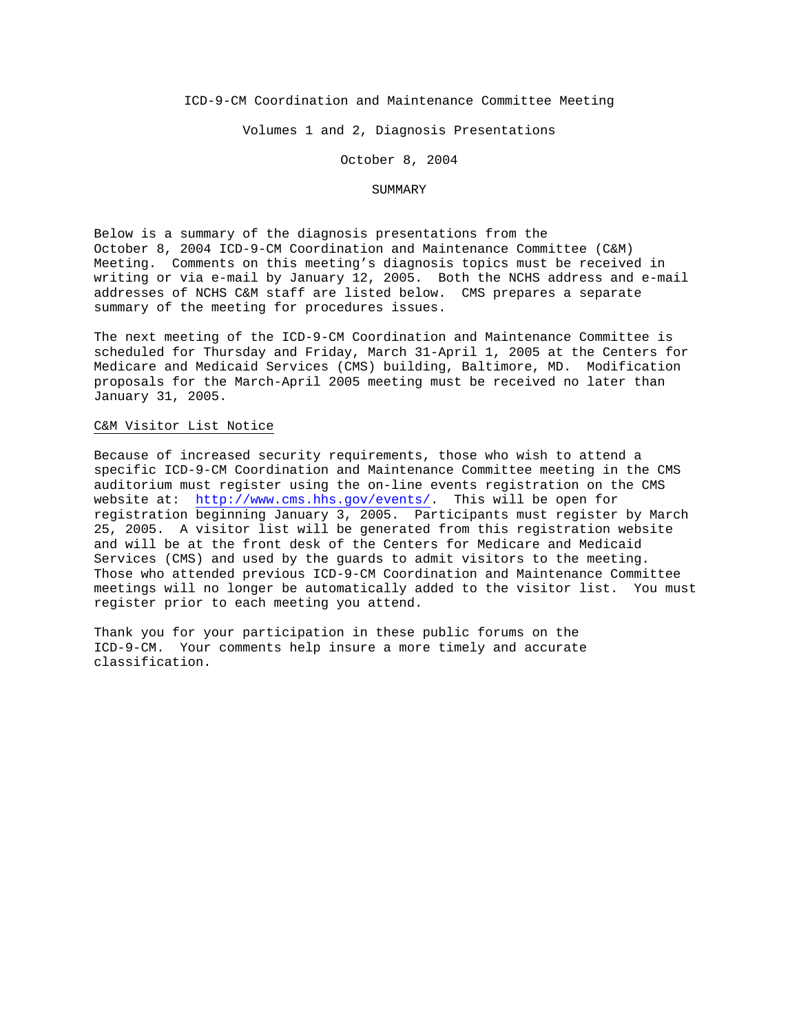# ICD-9-CM Coordination and Maintenance Committee Meeting

## Volumes 1 and 2, Diagnosis Presentations

## October 8, 2004

## SUMMARY

Below is a summary of the diagnosis presentations from the October 8, 2004 ICD-9-CM Coordination and Maintenance Committee (C&M) Meeting. Comments on this meeting's diagnosis topics must be received in writing or via e-mail by January 12, 2005. Both the NCHS address and e-mail addresses of NCHS C&M staff are listed below. CMS prepares a separate summary of the meeting for procedures issues.

The next meeting of the ICD-9-CM Coordination and Maintenance Committee is scheduled for Thursday and Friday, March 31-April 1, 2005 at the Centers for Medicare and Medicaid Services (CMS) building, Baltimore, MD. Modification proposals for the March-April 2005 meeting must be received no later than January 31, 2005.

### C&M Visitor List Notice

Because of increased security requirements, those who wish to attend a specific ICD-9-CM Coordination and Maintenance Committee meeting in the CMS auditorium must register using the on-line events registration on the CMS website at: [http://www.cms.hhs.gov/events/](http://www.cms.hhs.gov/events/). This will be open for registration beginning January 3, 2005. Participants must register by March 25, 2005. A visitor list will be generated from this registration website and will be at the front desk of the Centers for Medicare and Medicaid Services (CMS) and used by the guards to admit visitors to the meeting. Those who attended previous ICD-9-CM Coordination and Maintenance Committee meetings will no longer be automatically added to the visitor list. You must register prior to each meeting you attend.

Thank you for your participation in these public forums on the ICD-9-CM. Your comments help insure a more timely and accurate classification.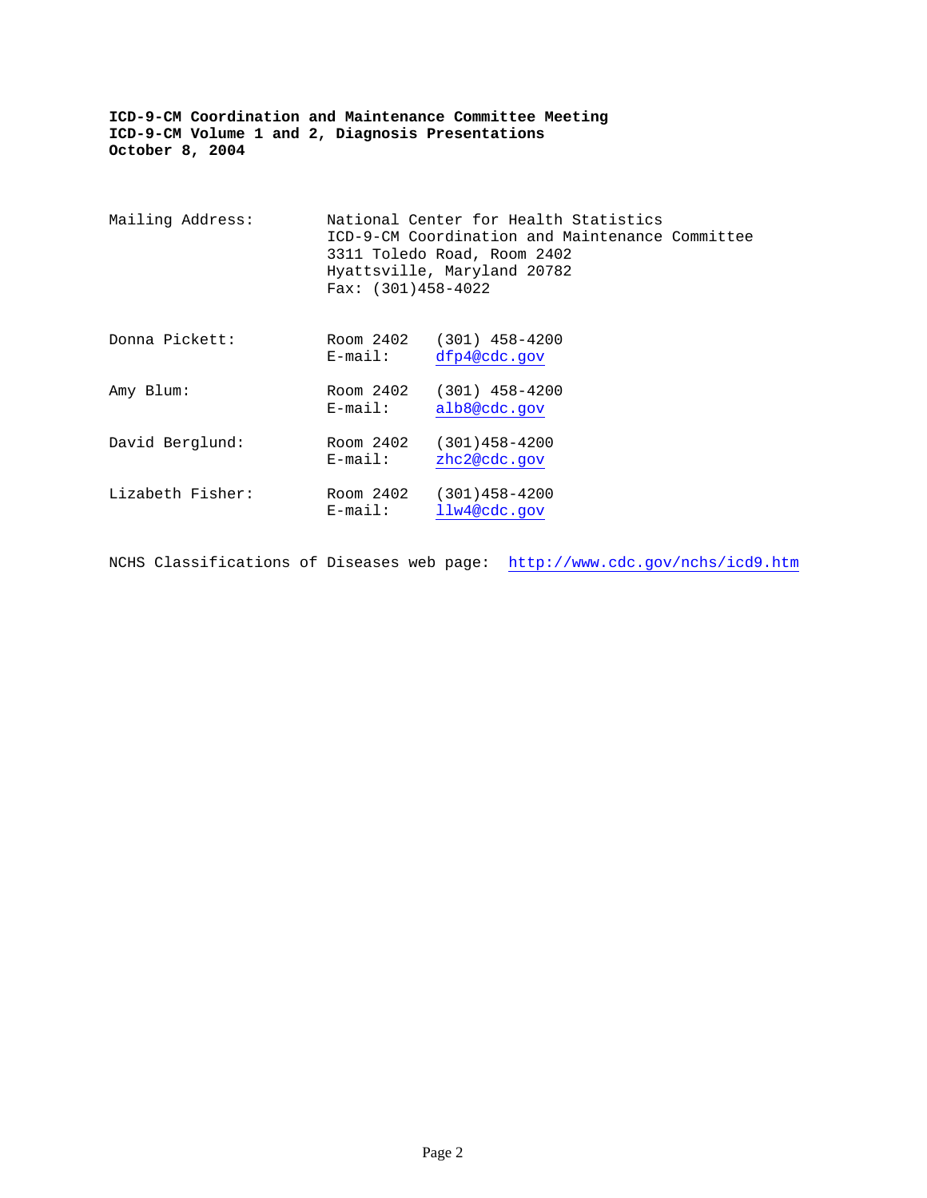**ICD-9-CM Coordination and Maintenance Committee Meeting**
**ICD-9-CM Volume 1 and 2, Diagnosis Presentations**
**October 8, 2004**

Mailing Address: National Center for Health Statistics
ICD-9-CM Coordination and Maintenance Committee
3311 Toledo Road, Room 2402
Hyattsville, Maryland 20782
Fax: (301)458-4022

| | | |
|---|---|---|
| Donna Pickett: | Room 2402 | (301) 458-4200 |
| | E-mail: | dfp4@cdc.gov |
| Amy Blum: | Room 2402 | (301) 458-4200 |
| | E-mail: | alb8@cdc.gov |
| David Berglund: | Room 2402 | (301)458-4200 |
| | E-mail: | zhc2@cdc.gov |
| Lizabeth Fisher: | Room 2402 | (301)458-4200 |
| | E-mail: | llw4@cdc.gov |

NCHS Classifications of Diseases web page: http://www.cdc.gov/nchs/icd9.htm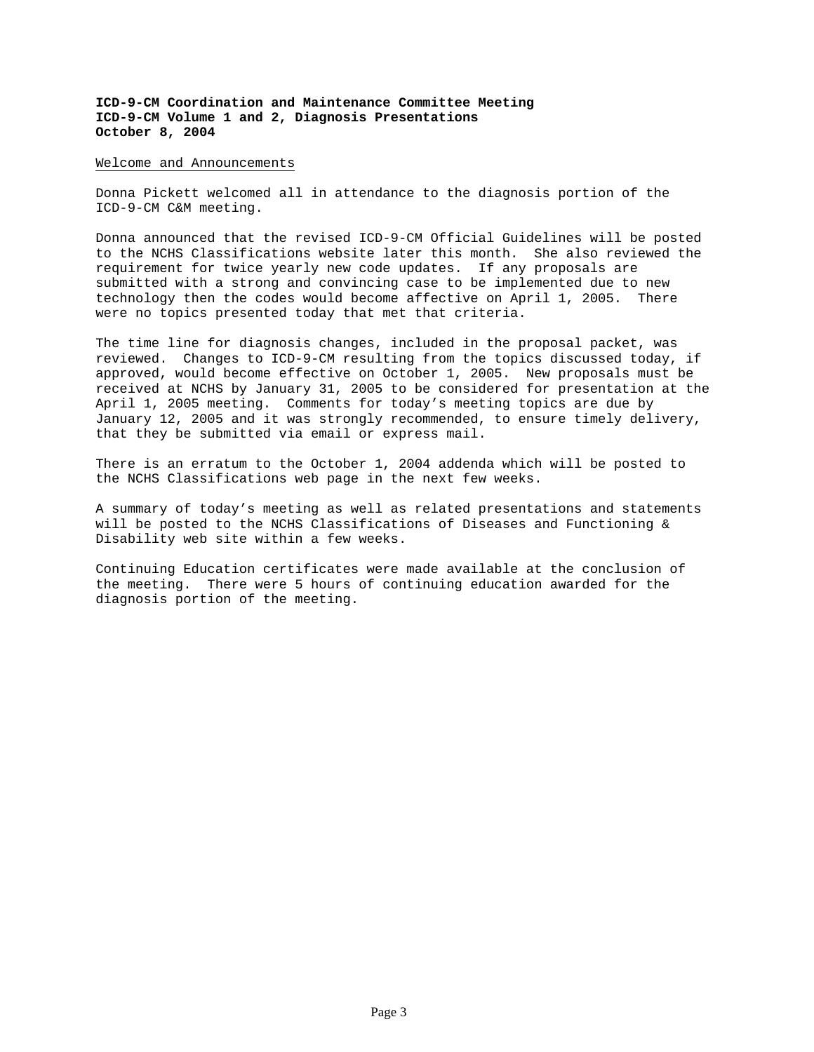**ICD-9-CM Coordination and Maintenance Committee Meeting**
**ICD-9-CM Volume 1 and 2, Diagnosis Presentations**
**October 8, 2004**

Welcome and Announcements

Donna Pickett welcomed all in attendance to the diagnosis portion of the ICD-9-CM C&M meeting.

Donna announced that the revised ICD-9-CM Official Guidelines will be posted to the NCHS Classifications website later this month. She also reviewed the requirement for twice yearly new code updates. If any proposals are submitted with a strong and convincing case to be implemented due to new technology then the codes would become affective on April 1, 2005. There were no topics presented today that met that criteria.

The time line for diagnosis changes, included in the proposal packet, was reviewed. Changes to ICD-9-CM resulting from the topics discussed today, if approved, would become effective on October 1, 2005. New proposals must be received at NCHS by January 31, 2005 to be considered for presentation at the April 1, 2005 meeting. Comments for today's meeting topics are due by January 12, 2005 and it was strongly recommended, to ensure timely delivery, that they be submitted via email or express mail.

There is an erratum to the October 1, 2004 addenda which will be posted to the NCHS Classifications web page in the next few weeks.

A summary of today's meeting as well as related presentations and statements will be posted to the NCHS Classifications of Diseases and Functioning & Disability web site within a few weeks.

Continuing Education certificates were made available at the conclusion of the meeting. There were 5 hours of continuing education awarded for the diagnosis portion of the meeting.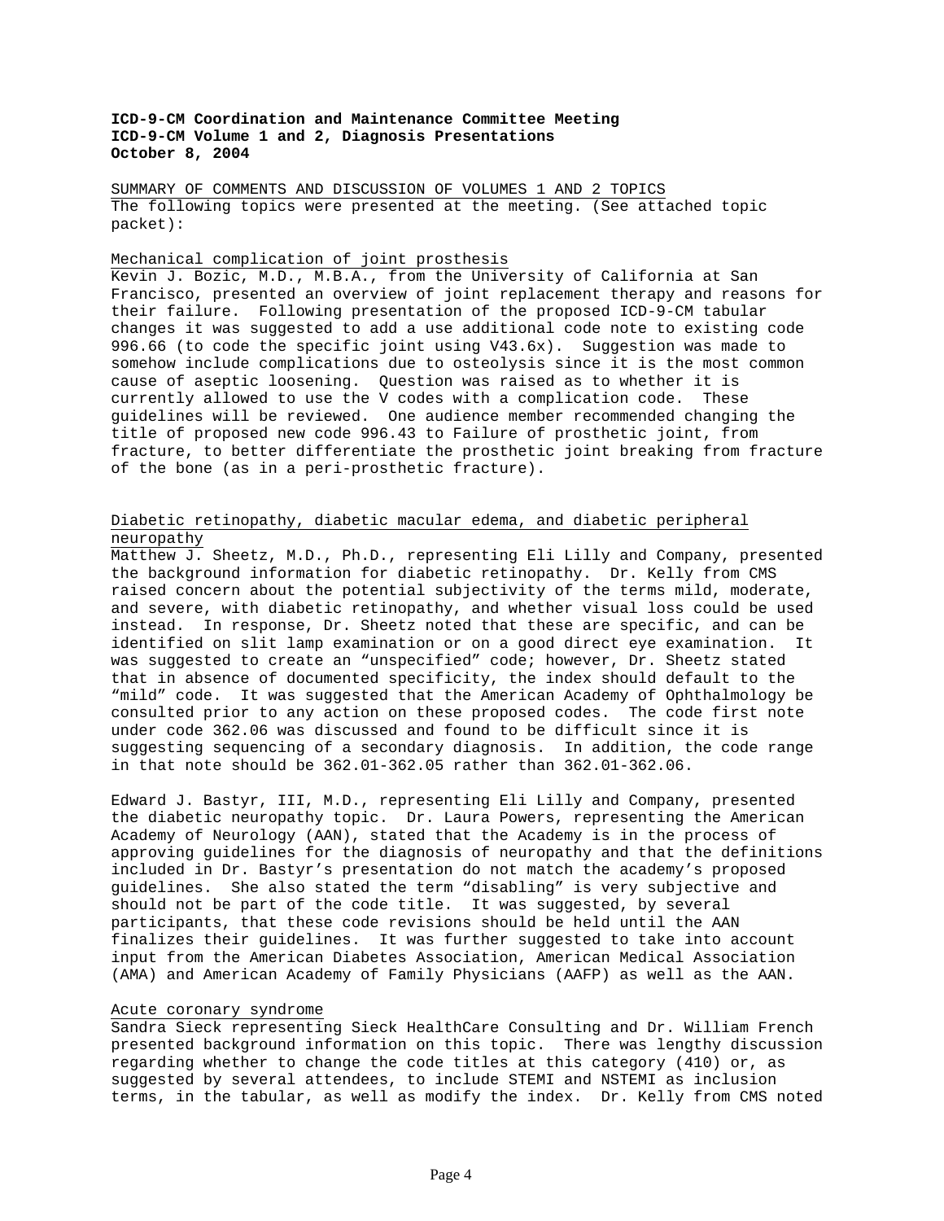**ICD-9-CM Coordination and Maintenance Committee Meeting**
**ICD-9-CM Volume 1 and 2, Diagnosis Presentations**
**October 8, 2004**

SUMMARY OF COMMENTS AND DISCUSSION OF VOLUMES 1 AND 2 TOPICS

The following topics were presented at the meeting. (See attached topic packet):

Mechanical complication of joint prosthesis

Kevin J. Bozic, M.D., M.B.A., from the University of California at San Francisco, presented an overview of joint replacement therapy and reasons for their failure. Following presentation of the proposed ICD-9-CM tabular changes it was suggested to add a use additional code note to existing code 996.66 (to code the specific joint using V43.6x). Suggestion was made to somehow include complications due to osteolysis since it is the most common cause of aseptic loosening. Question was raised as to whether it is currently allowed to use the V codes with a complication code. These guidelines will be reviewed. One audience member recommended changing the title of proposed new code 996.43 to Failure of prosthetic joint, from fracture, to better differentiate the prosthetic joint breaking from fracture of the bone (as in a peri-prosthetic fracture).

Diabetic retinopathy, diabetic macular edema, and diabetic peripheral neuropathy

Matthew J. Sheetz, M.D., Ph.D., representing Eli Lilly and Company, presented the background information for diabetic retinopathy. Dr. Kelly from CMS raised concern about the potential subjectivity of the terms mild, moderate, and severe, with diabetic retinopathy, and whether visual loss could be used instead. In response, Dr. Sheetz noted that these are specific, and can be identified on slit lamp examination or on a good direct eye examination. It was suggested to create an "unspecified" code; however, Dr. Sheetz stated that in absence of documented specificity, the index should default to the "mild" code. It was suggested that the American Academy of Ophthalmology be consulted prior to any action on these proposed codes. The code first note under code 362.06 was discussed and found to be difficult since it is suggesting sequencing of a secondary diagnosis. In addition, the code range in that note should be 362.01-362.05 rather than 362.01-362.06.

Edward J. Bastyr, III, M.D., representing Eli Lilly and Company, presented the diabetic neuropathy topic. Dr. Laura Powers, representing the American Academy of Neurology (AAN), stated that the Academy is in the process of approving guidelines for the diagnosis of neuropathy and that the definitions included in Dr. Bastyr's presentation do not match the academy's proposed guidelines. She also stated the term "disabling" is very subjective and should not be part of the code title. It was suggested, by several participants, that these code revisions should be held until the AAN finalizes their guidelines. It was further suggested to take into account input from the American Diabetes Association, American Medical Association (AMA) and American Academy of Family Physicians (AAFP) as well as the AAN.

Acute coronary syndrome

Sandra Sieck representing Sieck HealthCare Consulting and Dr. William French presented background information on this topic. There was lengthy discussion regarding whether to change the code titles at this category (410) or, as suggested by several attendees, to include STEMI and NSTEMI as inclusion terms, in the tabular, as well as modify the index. Dr. Kelly from CMS noted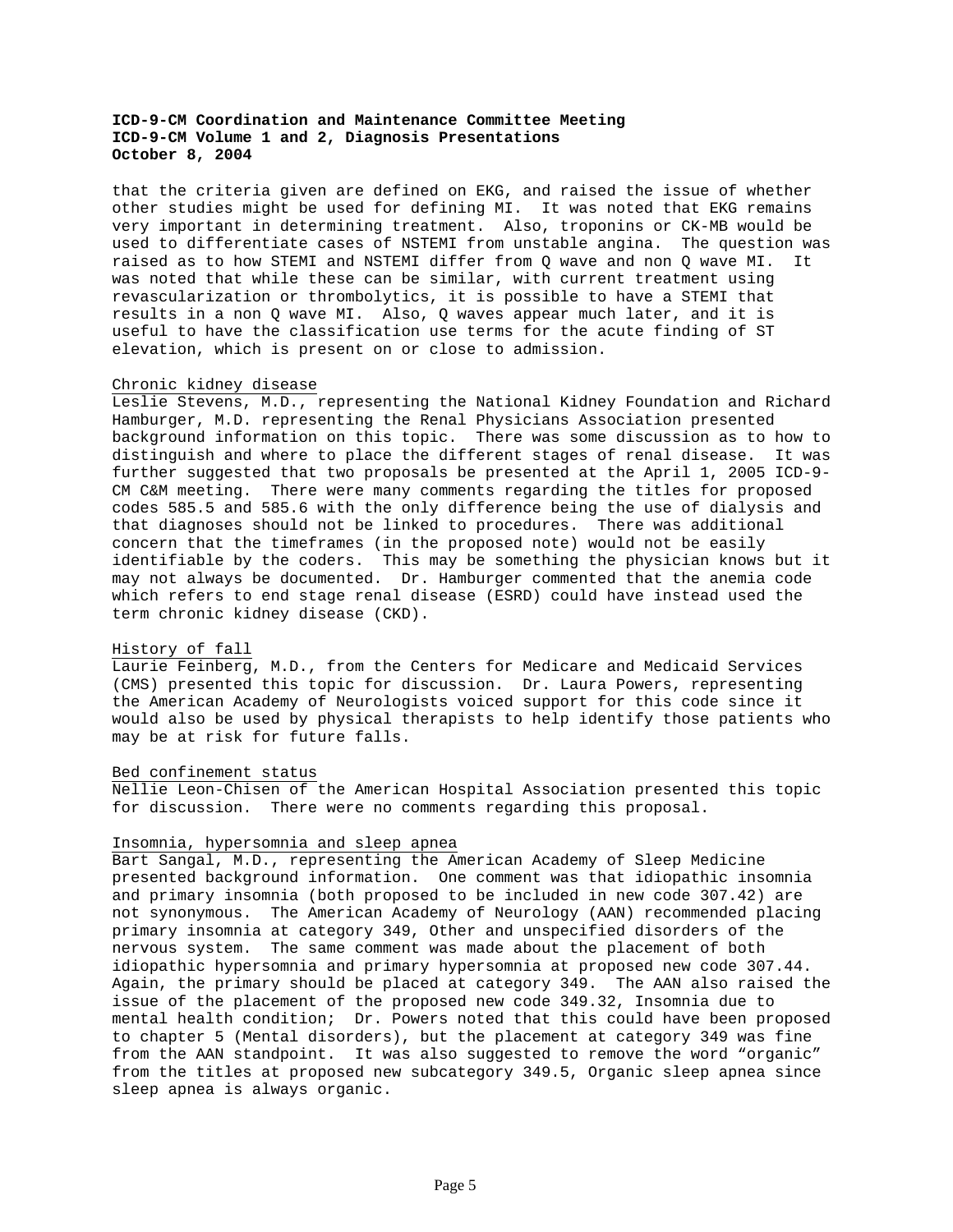that the criteria given are defined on EKG, and raised the issue of whether other studies might be used for defining MI. It was noted that EKG remains very important in determining treatment. Also, troponins or CK-MB would be used to differentiate cases of NSTEMI from unstable angina. The question was raised as to how STEMI and NSTEMI differ from Q wave and non Q wave MI. It was noted that while these can be similar, with current treatment using revascularization or thrombolytics, it is possible to have a STEMI that results in a non Q wave MI. Also, Q waves appear much later, and it is useful to have the classification use terms for the acute finding of ST elevation, which is present on or close to admission.

Chronic kidney disease

Leslie Stevens, M.D., representing the National Kidney Foundation and Richard Hamburger, M.D. representing the Renal Physicians Association presented background information on this topic. There was some discussion as to how to distinguish and where to place the different stages of renal disease. It was further suggested that two proposals be presented at the April 1, 2005 ICD-9-CM C&M meeting. There were many comments regarding the titles for proposed codes 585.5 and 585.6 with the only difference being the use of dialysis and that diagnoses should not be linked to procedures. There was additional concern that the timeframes (in the proposed note) would not be easily identifiable by the coders. This may be something the physician knows but it may not always be documented. Dr. Hamburger commented that the anemia code which refers to end stage renal disease (ESRD) could have instead used the term chronic kidney disease (CKD).

History of fall

Laurie Feinberg, M.D., from the Centers for Medicare and Medicaid Services (CMS) presented this topic for discussion. Dr. Laura Powers, representing the American Academy of Neurologists voiced support for this code since it would also be used by physical therapists to help identify those patients who may be at risk for future falls.

Bed confinement status

Nellie Leon-Chisen of the American Hospital Association presented this topic for discussion. There were no comments regarding this proposal.

Insomnia, hypersomnia and sleep apnea

Bart Sangal, M.D., representing the American Academy of Sleep Medicine presented background information. One comment was that idiopathic insomnia and primary insomnia (both proposed to be included in new code 307.42) are not synonymous. The American Academy of Neurology (AAN) recommended placing primary insomnia at category 349, Other and unspecified disorders of the nervous system. The same comment was made about the placement of both idiopathic hypersomnia and primary hypersomnia at proposed new code 307.44. Again, the primary should be placed at category 349. The AAN also raised the issue of the placement of the proposed new code 349.32, Insomnia due to mental health condition; Dr. Powers noted that this could have been proposed to chapter 5 (Mental disorders), but the placement at category 349 was fine from the AAN standpoint. It was also suggested to remove the word "organic" from the titles at proposed new subcategory 349.5, Organic sleep apnea since sleep apnea is always organic.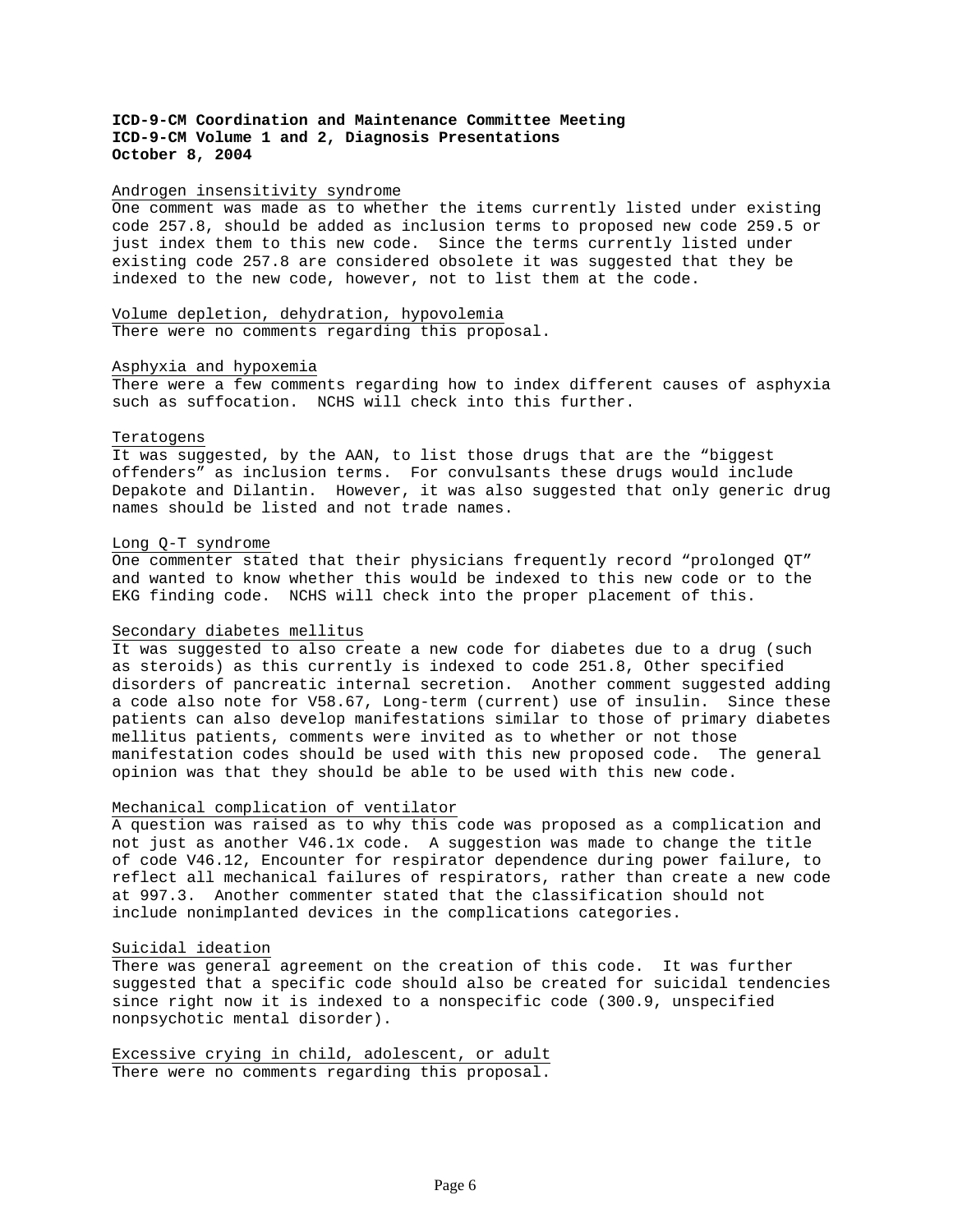**ICD-9-CM Coordination and Maintenance Committee Meeting**
**ICD-9-CM Volume 1 and 2, Diagnosis Presentations**
**October 8, 2004**

Androgen insensitivity syndrome

One comment was made as to whether the items currently listed under existing code 257.8, should be added as inclusion terms to proposed new code 259.5 or just index them to this new code. Since the terms currently listed under existing code 257.8 are considered obsolete it was suggested that they be indexed to the new code, however, not to list them at the code.

Volume depletion, dehydration, hypovolemia

There were no comments regarding this proposal.

Asphyxia and hypoxemia

There were a few comments regarding how to index different causes of asphyxia such as suffocation. NCHS will check into this further.

Teratogens

It was suggested, by the AAN, to list those drugs that are the "biggest offenders" as inclusion terms. For convulsants these drugs would include Depakote and Dilantin. However, it was also suggested that only generic drug names should be listed and not trade names.

Long Q-T syndrome

One commenter stated that their physicians frequently record "prolonged QT" and wanted to know whether this would be indexed to this new code or to the EKG finding code. NCHS will check into the proper placement of this.

Secondary diabetes mellitus

It was suggested to also create a new code for diabetes due to a drug (such as steroids) as this currently is indexed to code 251.8, Other specified disorders of pancreatic internal secretion. Another comment suggested adding a code also note for V58.67, Long-term (current) use of insulin. Since these patients can also develop manifestations similar to those of primary diabetes mellitus patients, comments were invited as to whether or not those manifestation codes should be used with this new proposed code. The general opinion was that they should be able to be used with this new code.

Mechanical complication of ventilator

A question was raised as to why this code was proposed as a complication and not just as another V46.1x code. A suggestion was made to change the title of code V46.12, Encounter for respirator dependence during power failure, to reflect all mechanical failures of respirators, rather than create a new code at 997.3. Another commenter stated that the classification should not include nonimplanted devices in the complications categories.

Suicidal ideation

There was general agreement on the creation of this code. It was further suggested that a specific code should also be created for suicidal tendencies since right now it is indexed to a nonspecific code (300.9, unspecified nonpsychotic mental disorder).

Excessive crying in child, adolescent, or adult

There were no comments regarding this proposal.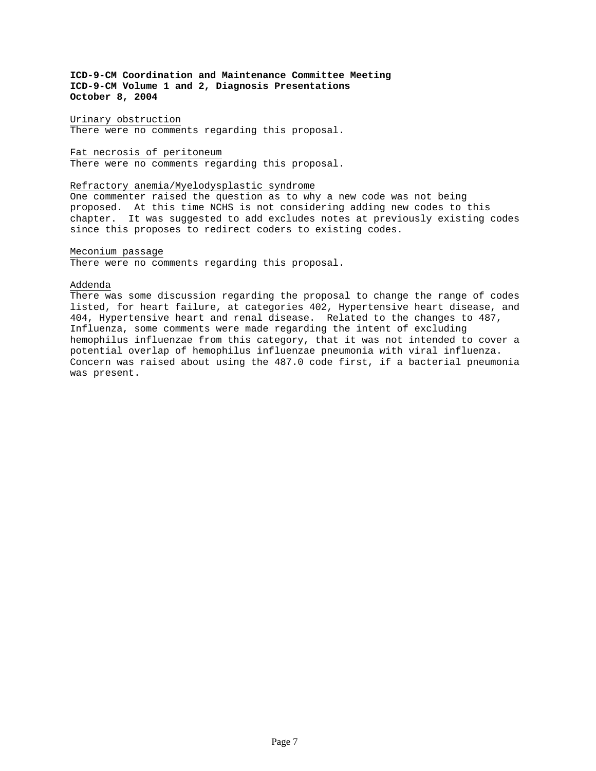**ICD-9-CM Coordination and Maintenance Committee Meeting**
**ICD-9-CM Volume 1 and 2, Diagnosis Presentations**
**October 8, 2004**

<u>Urinary obstruction</u>
There were no comments regarding this proposal.

<u>Fat necrosis of peritoneum</u>
There were no comments regarding this proposal.

<u>Refractory anemia/Myelodysplastic syndrome</u>
One commenter raised the question as to why a new code was not being proposed. At this time NCHS is not considering adding new codes to this chapter. It was suggested to add excludes notes at previously existing codes since this proposes to redirect coders to existing codes.

<u>Meconium passage</u>
There were no comments regarding this proposal.

<u>Addenda</u>
There was some discussion regarding the proposal to change the range of codes listed, for heart failure, at categories 402, Hypertensive heart disease, and 404, Hypertensive heart and renal disease. Related to the changes to 487, Influenza, some comments were made regarding the intent of excluding hemophilus influenzae from this category, that it was not intended to cover a potential overlap of hemophilus influenzae pneumonia with viral influenza. Concern was raised about using the 487.0 code first, if a bacterial pneumonia was present.